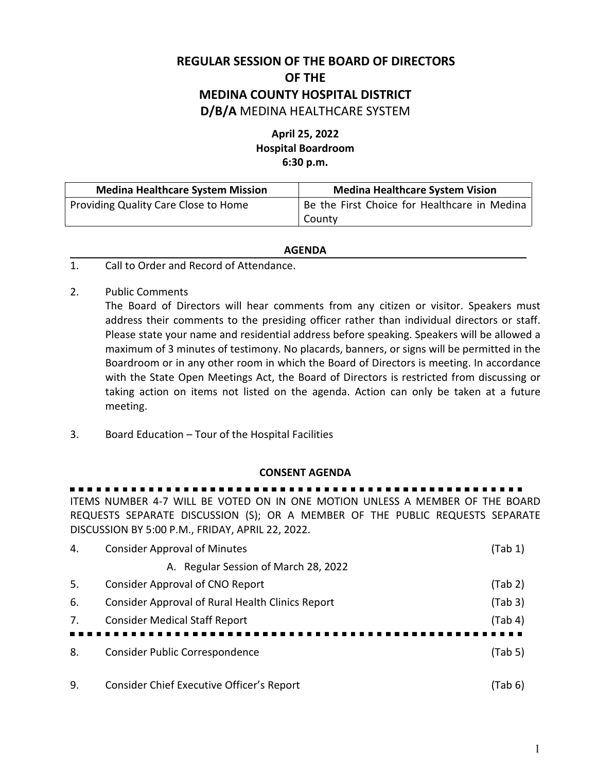# REGULAR SESSION OF THE BOARD OF DIRECTORS
# OF THE
# MEDINA COUNTY HOSPITAL DISTRICT
# D/B/A MEDINA HEALTHCARE SYSTEM

**April 25, 2022**
**Hospital Boardroom**
**6:30 p.m.**

| Medina Healthcare System Mission | Medina Healthcare System Vision |
|---|---|
| Providing Quality Care Close to Home | Be the First Choice for Healthcare in Medina County |

## AGENDA

1. Call to Order and Record of Attendance.

2. Public Comments
   The Board of Directors will hear comments from any citizen or visitor. Speakers must address their comments to the presiding officer rather than individual directors or staff. Please state your name and residential address before speaking. Speakers will be allowed a maximum of 3 minutes of testimony. No placards, banners, or signs will be permitted in the Boardroom or in any other room in which the Board of Directors is meeting. In accordance with the State Open Meetings Act, the Board of Directors is restricted from discussing or taking action on items not listed on the agenda. Action can only be taken at a future meeting.

3. Board Education – Tour of the Hospital Facilities

## CONSENT AGENDA

ITEMS NUMBER 4-7 WILL BE VOTED ON IN ONE MOTION UNLESS A MEMBER OF THE BOARD REQUESTS SEPARATE DISCUSSION (S); OR A MEMBER OF THE PUBLIC REQUESTS SEPARATE DISCUSSION BY 5:00 P.M., FRIDAY, APRIL 22, 2022.

4. Consider Approval of Minutes (Tab 1)
   A. Regular Session of March 28, 2022
5. Consider Approval of CNO Report (Tab 2)
6. Consider Approval of Rural Health Clinics Report (Tab 3)
7. Consider Medical Staff Report (Tab 4)

8. Consider Public Correspondence (Tab 5)

9. Consider Chief Executive Officer's Report (Tab 6)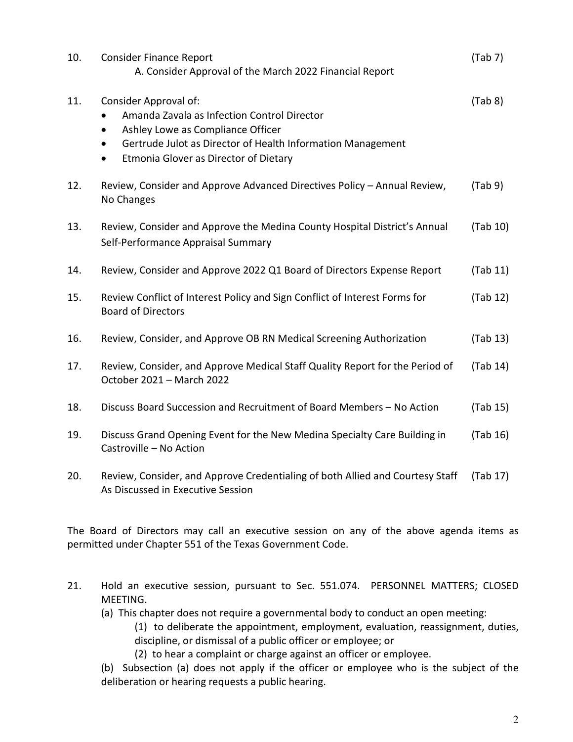10. Consider Finance Report (Tab 7)
    A. Consider Approval of the March 2022 Financial Report

11. Consider Approval of: (Tab 8)
    - Amanda Zavala as Infection Control Director
    - Ashley Lowe as Compliance Officer
    - Gertrude Julot as Director of Health Information Management
    - Etmonia Glover as Director of Dietary

12. Review, Consider and Approve Advanced Directives Policy – Annual Review, No Changes (Tab 9)

13. Review, Consider and Approve the Medina County Hospital District's Annual Self-Performance Appraisal Summary (Tab 10)

14. Review, Consider and Approve 2022 Q1 Board of Directors Expense Report (Tab 11)

15. Review Conflict of Interest Policy and Sign Conflict of Interest Forms for Board of Directors (Tab 12)

16. Review, Consider, and Approve OB RN Medical Screening Authorization (Tab 13)

17. Review, Consider, and Approve Medical Staff Quality Report for the Period of October 2021 – March 2022 (Tab 14)

18. Discuss Board Succession and Recruitment of Board Members – No Action (Tab 15)

19. Discuss Grand Opening Event for the New Medina Specialty Care Building in Castroville – No Action (Tab 16)

20. Review, Consider, and Approve Credentialing of both Allied and Courtesy Staff As Discussed in Executive Session (Tab 17)

The Board of Directors may call an executive session on any of the above agenda items as permitted under Chapter 551 of the Texas Government Code.

21. Hold an executive session, pursuant to Sec. 551.074. PERSONNEL MATTERS; CLOSED MEETING.
    (a) This chapter does not require a governmental body to conduct an open meeting:
        (1) to deliberate the appointment, employment, evaluation, reassignment, duties, discipline, or dismissal of a public officer or employee; or
        (2) to hear a complaint or charge against an officer or employee.
    
    (b) Subsection (a) does not apply if the officer or employee who is the subject of the deliberation or hearing requests a public hearing.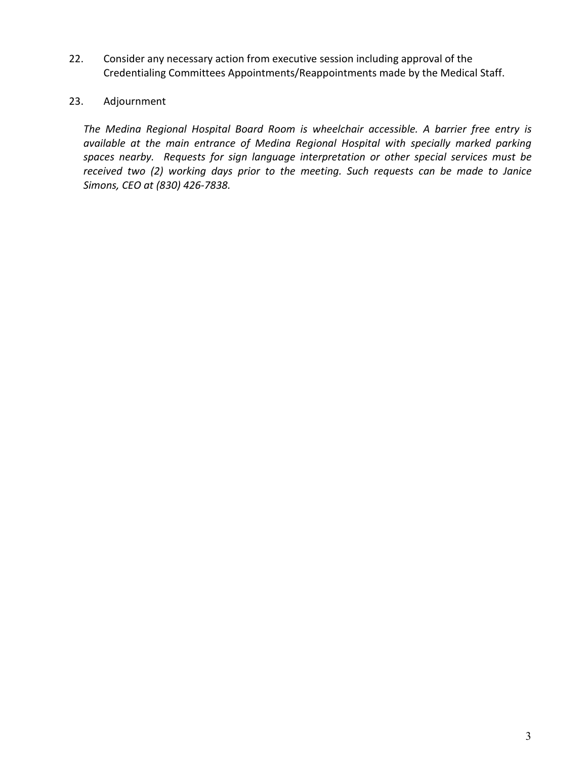22. Consider any necessary action from executive session including approval of the Credentialing Committees Appointments/Reappointments made by the Medical Staff.

23. Adjournment

*The Medina Regional Hospital Board Room is wheelchair accessible. A barrier free entry is available at the main entrance of Medina Regional Hospital with specially marked parking spaces nearby. Requests for sign language interpretation or other special services must be received two (2) working days prior to the meeting. Such requests can be made to Janice Simons, CEO at (830) 426-7838.*